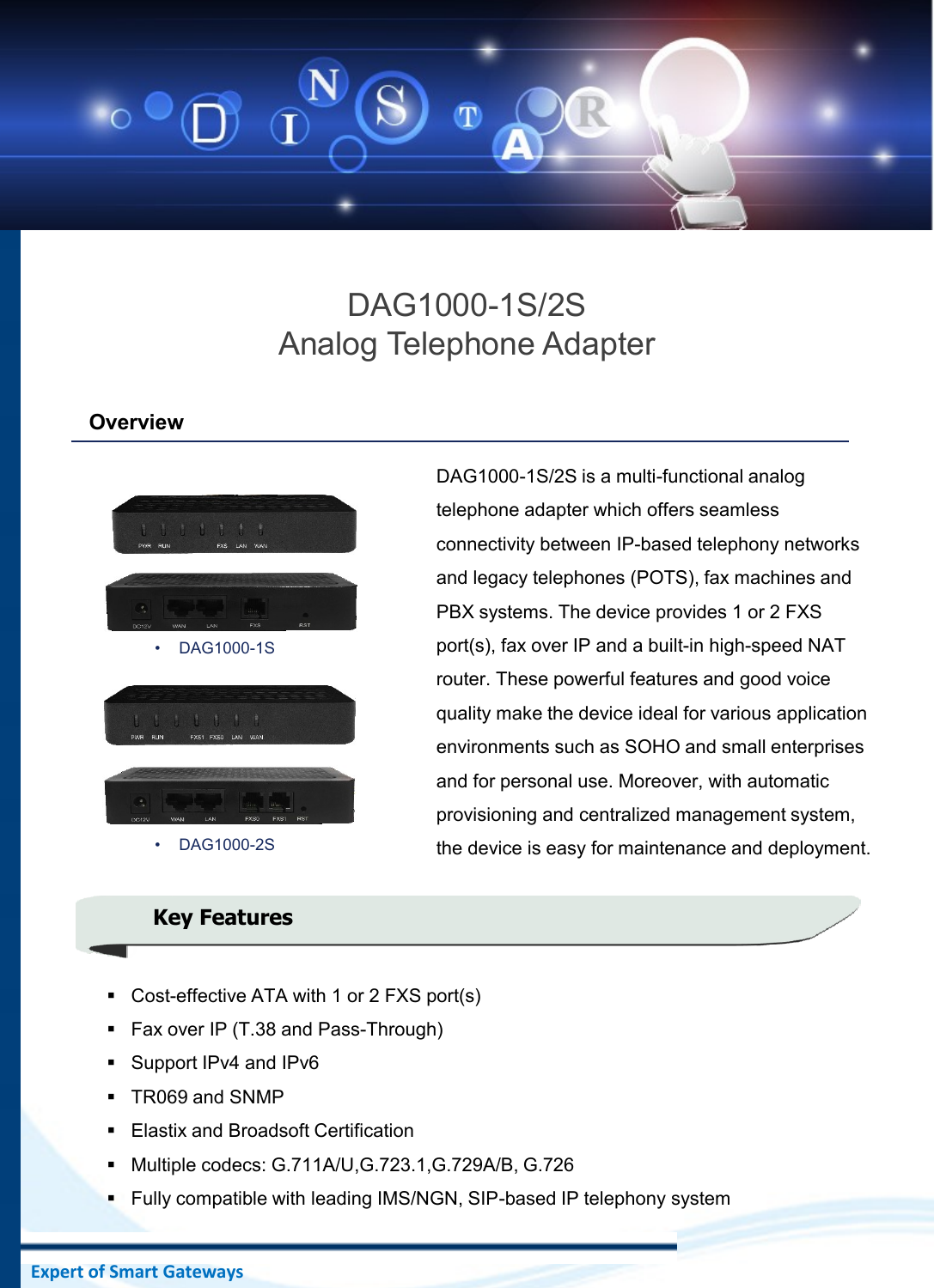# DAG1000-1S/2S
# Analog Telephone Adapter

## Overview

- DAG1000-1S
- DAG1000-2S

DAG1000-1S/2S is a multi-functional analog telephone adapter which offers seamless connectivity between IP-based telephony networks and legacy telephones (POTS), fax machines and PBX systems. The device provides 1 or 2 FXS port(s), fax over IP and a built-in high-speed NAT router. These powerful features and good voice quality make the device ideal for various application environments such as SOHO and small enterprises and for personal use. Moreover, with automatic provisioning and centralized management system, the device is easy for maintenance and deployment.

## Key Features

- Cost-effective ATA with 1 or 2 FXS port(s)
- Fax over IP (T.38 and Pass-Through)
- Support IPv4 and IPv6
- TR069 and SNMP
- Elastix and Broadsoft Certification
- Multiple codecs: G.711A/U,G.723.1,G.729A/B, G.726
- Fully compatible with leading IMS/NGN, SIP-based IP telephony system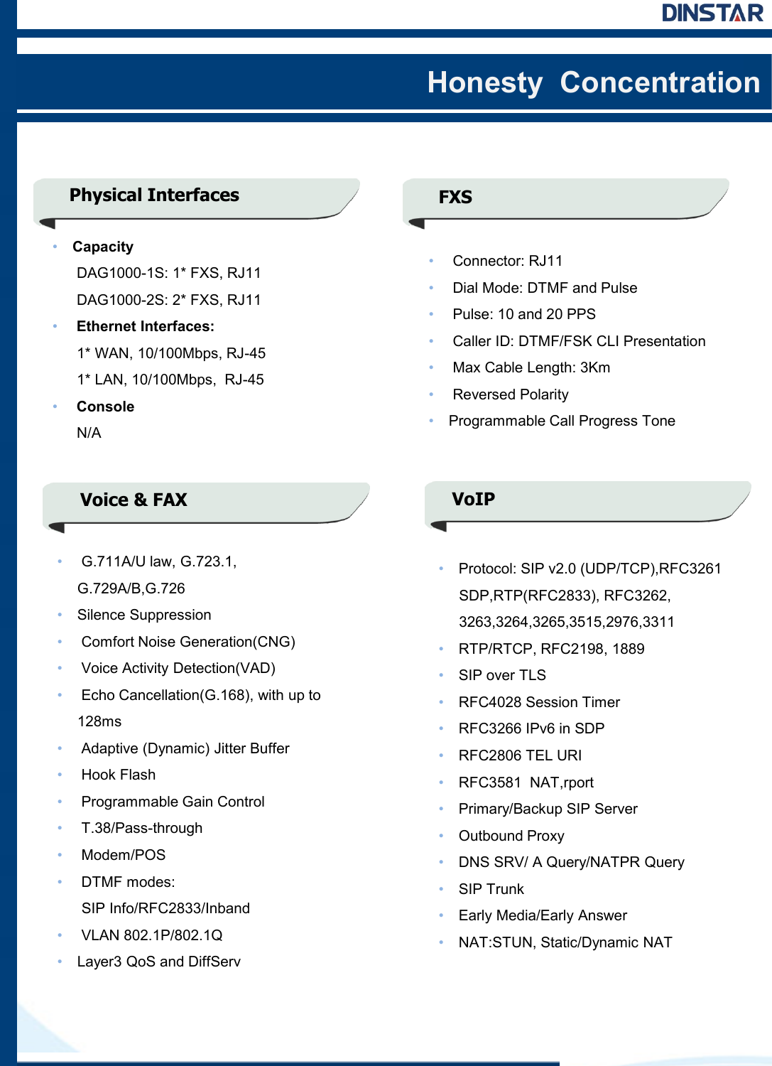## Physical Interfaces

- **Capacity**

  DAG1000-1S: 1* FXS, RJ11

  DAG1000-2S: 2* FXS, RJ11

- **Ethernet Interfaces:**

  1* WAN, 10/100Mbps, RJ-45

  1* LAN, 10/100Mbps, RJ-45

- **Console**

  N/A

## FXS

- Connector: RJ11
- Dial Mode: DTMF and Pulse
- Pulse: 10 and 20 PPS
- Caller ID: DTMF/FSK CLI Presentation
- Max Cable Length: 3Km
- Reversed Polarity
- Programmable Call Progress Tone

## Voice & FAX

- G.711A/U law, G.723.1, G.729A/B,G.726
- Silence Suppression
- Comfort Noise Generation(CNG)
- Voice Activity Detection(VAD)
- Echo Cancellation(G.168), with up to 128ms
- Adaptive (Dynamic) Jitter Buffer
- Hook Flash
- Programmable Gain Control
- T.38/Pass-through
- Modem/POS
- DTMF modes:

  SIP Info/RFC2833/Inband
- VLAN 802.1P/802.1Q
- Layer3 QoS and DiffServ

## VoIP

- Protocol: SIP v2.0 (UDP/TCP),RFC3261 SDP,RTP(RFC2833), RFC3262, 3263,3264,3265,3515,2976,3311
- RTP/RTCP, RFC2198, 1889
- SIP over TLS
- RFC4028 Session Timer
- RFC3266 IPv6 in SDP
- RFC2806 TEL URI
- RFC3581 NAT,rport
- Primary/Backup SIP Server
- Outbound Proxy
- DNS SRV/ A Query/NATPR Query
- SIP Trunk
- Early Media/Early Answer
- NAT:STUN, Static/Dynamic NAT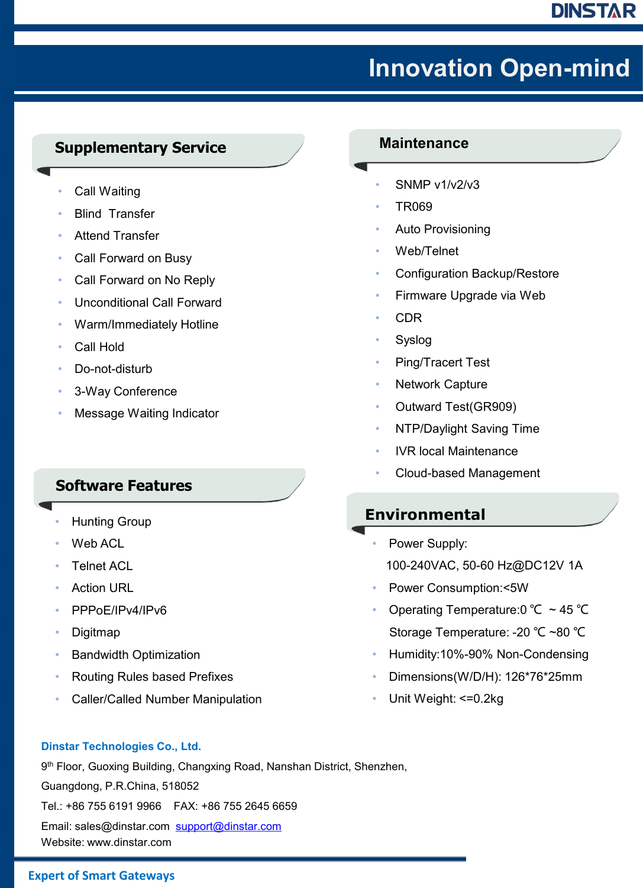## Supplementary Service

- Call Waiting
- Blind Transfer
- Attend Transfer
- Call Forward on Busy
- Call Forward on No Reply
- Unconditional Call Forward
- Warm/Immediately Hotline
- Call Hold
- Do-not-disturb
- 3-Way Conference
- Message Waiting Indicator

## Software Features

- Hunting Group
- Web ACL
- Telnet ACL
- Action URL
- PPPoE/IPv4/IPv6
- Digitmap
- Bandwidth Optimization
- Routing Rules based Prefixes
- Caller/Called Number Manipulation

## Maintenance

- SNMP v1/v2/v3
- TR069
- Auto Provisioning
- Web/Telnet
- Configuration Backup/Restore
- Firmware Upgrade via Web
- CDR
- Syslog
- Ping/Tracert Test
- Network Capture
- Outward Test(GR909)
- NTP/Daylight Saving Time
- IVR local Maintenance
- Cloud-based Management

## Environmental

- Power Supply:
  100-240VAC, 50-60 Hz@DC12V 1A
- Power Consumption:<5W
- Operating Temperature:0 ℃ ~ 45 ℃
  Storage Temperature: -20 ℃ ~80 ℃
- Humidity:10%-90% Non-Condensing
- Dimensions(W/D/H): 126*76*25mm
- Unit Weight: <=0.2kg

**Dinstar Technologies Co., Ltd.**

9th Floor, Guoxing Building, Changxing Road, Nanshan District, Shenzhen,

Guangdong, P.R.China, 518052

Tel.: +86 755 6191 9966 FAX: +86 755 2645 6659

Email: sales@dinstar.com support@dinstar.com

Website: www.dinstar.com